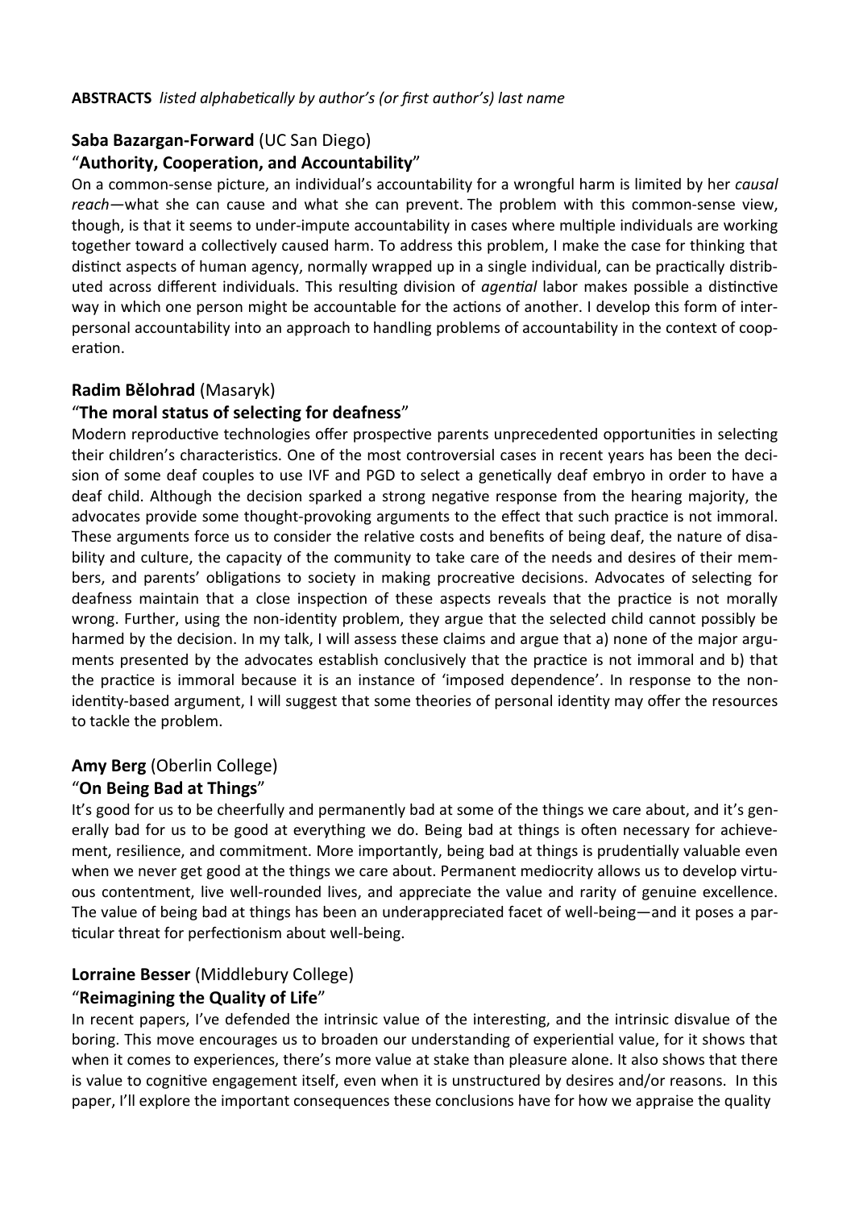**ABSTRACTS** *listed alphabetically by author's (or first author's) last name*

**Saba Bazargan-Forward** (UC San Diego)
"**Authority, Cooperation, and Accountability**"

On a common-sense picture, an individual's accountability for a wrongful harm is limited by her *causal reach*—what she can cause and what she can prevent. The problem with this common-sense view, though, is that it seems to under-impute accountability in cases where multiple individuals are working together toward a collectively caused harm. To address this problem, I make the case for thinking that distinct aspects of human agency, normally wrapped up in a single individual, can be practically distributed across different individuals. This resulting division of *agential* labor makes possible a distinctive way in which one person might be accountable for the actions of another. I develop this form of interpersonal accountability into an approach to handling problems of accountability in the context of cooperation.

**Radim Bělohrad** (Masaryk)
"**The moral status of selecting for deafness**"

Modern reproductive technologies offer prospective parents unprecedented opportunities in selecting their children's characteristics. One of the most controversial cases in recent years has been the decision of some deaf couples to use IVF and PGD to select a genetically deaf embryo in order to have a deaf child. Although the decision sparked a strong negative response from the hearing majority, the advocates provide some thought-provoking arguments to the effect that such practice is not immoral. These arguments force us to consider the relative costs and benefits of being deaf, the nature of disability and culture, the capacity of the community to take care of the needs and desires of their members, and parents' obligations to society in making procreative decisions. Advocates of selecting for deafness maintain that a close inspection of these aspects reveals that the practice is not morally wrong. Further, using the non-identity problem, they argue that the selected child cannot possibly be harmed by the decision. In my talk, I will assess these claims and argue that a) none of the major arguments presented by the advocates establish conclusively that the practice is not immoral and b) that the practice is immoral because it is an instance of 'imposed dependence'. In response to the non-identity-based argument, I will suggest that some theories of personal identity may offer the resources to tackle the problem.

**Amy Berg** (Oberlin College)
"**On Being Bad at Things**"

It's good for us to be cheerfully and permanently bad at some of the things we care about, and it's generally bad for us to be good at everything we do. Being bad at things is often necessary for achievement, resilience, and commitment. More importantly, being bad at things is prudentially valuable even when we never get good at the things we care about. Permanent mediocrity allows us to develop virtuous contentment, live well-rounded lives, and appreciate the value and rarity of genuine excellence. The value of being bad at things has been an underappreciated facet of well-being—and it poses a particular threat for perfectionism about well-being.

**Lorraine Besser** (Middlebury College)
"**Reimagining the Quality of Life**"

In recent papers, I've defended the intrinsic value of the interesting, and the intrinsic disvalue of the boring. This move encourages us to broaden our understanding of experiential value, for it shows that when it comes to experiences, there's more value at stake than pleasure alone. It also shows that there is value to cognitive engagement itself, even when it is unstructured by desires and/or reasons. In this paper, I'll explore the important consequences these conclusions have for how we appraise the quality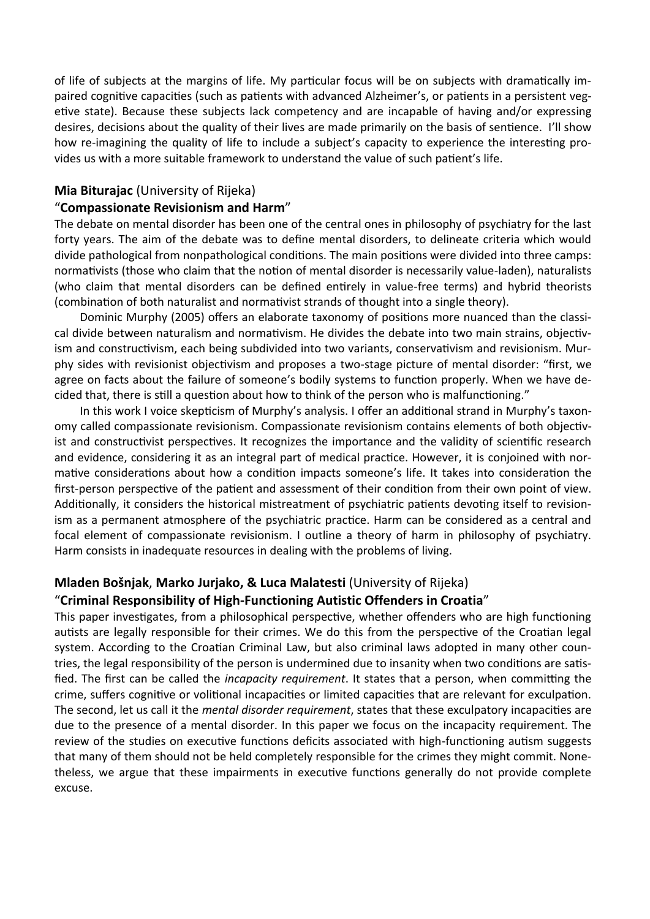of life of subjects at the margins of life. My particular focus will be on subjects with dramatically impaired cognitive capacities (such as patients with advanced Alzheimer's, or patients in a persistent vegetive state). Because these subjects lack competency and are incapable of having and/or expressing desires, decisions about the quality of their lives are made primarily on the basis of sentience. I'll show how re-imagining the quality of life to include a subject's capacity to experience the interesting provides us with a more suitable framework to understand the value of such patient's life.

**Mia Biturajac** (University of Rijeka)

"**Compassionate Revisionism and Harm**"

The debate on mental disorder has been one of the central ones in philosophy of psychiatry for the last forty years. The aim of the debate was to define mental disorders, to delineate criteria which would divide pathological from nonpathological conditions. The main positions were divided into three camps: normativists (those who claim that the notion of mental disorder is necessarily value-laden), naturalists (who claim that mental disorders can be defined entirely in value-free terms) and hybrid theorists (combination of both naturalist and normativist strands of thought into a single theory).

Dominic Murphy (2005) offers an elaborate taxonomy of positions more nuanced than the classical divide between naturalism and normativism. He divides the debate into two main strains, objectivism and constructivism, each being subdivided into two variants, conservativism and revisionism. Murphy sides with revisionist objectivism and proposes a two-stage picture of mental disorder: "first, we agree on facts about the failure of someone's bodily systems to function properly. When we have decided that, there is still a question about how to think of the person who is malfunctioning."

In this work I voice skepticism of Murphy's analysis. I offer an additional strand in Murphy's taxonomy called compassionate revisionism. Compassionate revisionism contains elements of both objectivist and constructivist perspectives. It recognizes the importance and the validity of scientific research and evidence, considering it as an integral part of medical practice. However, it is conjoined with normative considerations about how a condition impacts someone's life. It takes into consideration the first-person perspective of the patient and assessment of their condition from their own point of view. Additionally, it considers the historical mistreatment of psychiatric patients devoting itself to revisionism as a permanent atmosphere of the psychiatric practice. Harm can be considered as a central and focal element of compassionate revisionism. I outline a theory of harm in philosophy of psychiatry. Harm consists in inadequate resources in dealing with the problems of living.

**Mladen Bošnjak**, **Marko Jurjako, & Luca Malatesti** (University of Rijeka)

"**Criminal Responsibility of High-Functioning Autistic Offenders in Croatia**"

This paper investigates, from a philosophical perspective, whether offenders who are high functioning autists are legally responsible for their crimes. We do this from the perspective of the Croatian legal system. According to the Croatian Criminal Law, but also criminal laws adopted in many other countries, the legal responsibility of the person is undermined due to insanity when two conditions are satisfied. The first can be called the *incapacity requirement*. It states that a person, when committing the crime, suffers cognitive or volitional incapacities or limited capacities that are relevant for exculpation. The second, let us call it the *mental disorder requirement*, states that these exculpatory incapacities are due to the presence of a mental disorder. In this paper we focus on the incapacity requirement. The review of the studies on executive functions deficits associated with high-functioning autism suggests that many of them should not be held completely responsible for the crimes they might commit. Nonetheless, we argue that these impairments in executive functions generally do not provide complete excuse.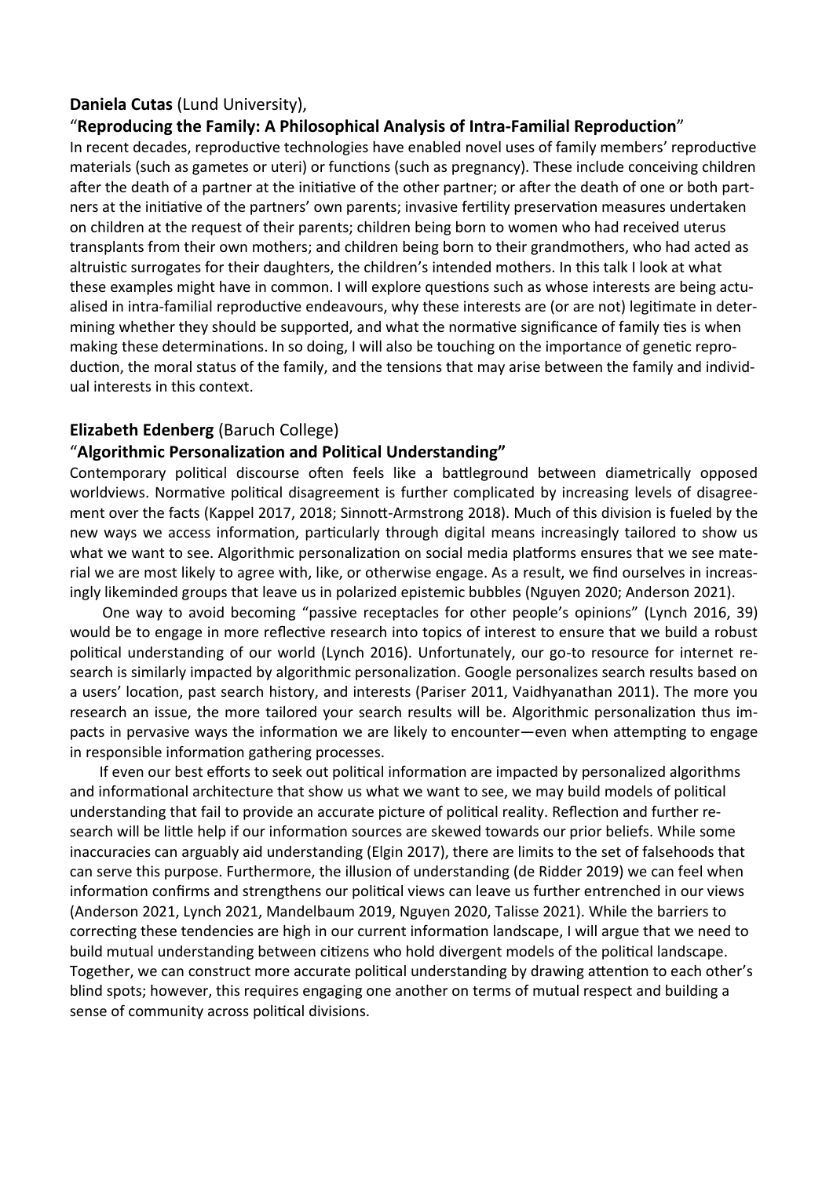**Daniela Cutas** (Lund University),

"**Reproducing the Family: A Philosophical Analysis of Intra-Familial Reproduction**"

In recent decades, reproductive technologies have enabled novel uses of family members' reproductive materials (such as gametes or uteri) or functions (such as pregnancy). These include conceiving children after the death of a partner at the initiative of the other partner; or after the death of one or both partners at the initiative of the partners' own parents; invasive fertility preservation measures undertaken on children at the request of their parents; children being born to women who had received uterus transplants from their own mothers; and children being born to their grandmothers, who had acted as altruistic surrogates for their daughters, the children's intended mothers. In this talk I look at what these examples might have in common. I will explore questions such as whose interests are being actualised in intra-familial reproductive endeavours, why these interests are (or are not) legitimate in determining whether they should be supported, and what the normative significance of family ties is when making these determinations. In so doing, I will also be touching on the importance of genetic reproduction, the moral status of the family, and the tensions that may arise between the family and individual interests in this context.

**Elizabeth Edenberg** (Baruch College)

"**Algorithmic Personalization and Political Understanding"**

Contemporary political discourse often feels like a battleground between diametrically opposed worldviews. Normative political disagreement is further complicated by increasing levels of disagreement over the facts (Kappel 2017, 2018; Sinnott-Armstrong 2018). Much of this division is fueled by the new ways we access information, particularly through digital means increasingly tailored to show us what we want to see. Algorithmic personalization on social media platforms ensures that we see material we are most likely to agree with, like, or otherwise engage. As a result, we find ourselves in increasingly likeminded groups that leave us in polarized epistemic bubbles (Nguyen 2020; Anderson 2021).

One way to avoid becoming "passive receptacles for other people's opinions" (Lynch 2016, 39) would be to engage in more reflective research into topics of interest to ensure that we build a robust political understanding of our world (Lynch 2016). Unfortunately, our go-to resource for internet research is similarly impacted by algorithmic personalization. Google personalizes search results based on a users' location, past search history, and interests (Pariser 2011, Vaidhyanathan 2011). The more you research an issue, the more tailored your search results will be. Algorithmic personalization thus impacts in pervasive ways the information we are likely to encounter—even when attempting to engage in responsible information gathering processes.

If even our best efforts to seek out political information are impacted by personalized algorithms and informational architecture that show us what we want to see, we may build models of political understanding that fail to provide an accurate picture of political reality. Reflection and further research will be little help if our information sources are skewed towards our prior beliefs. While some inaccuracies can arguably aid understanding (Elgin 2017), there are limits to the set of falsehoods that can serve this purpose. Furthermore, the illusion of understanding (de Ridder 2019) we can feel when information confirms and strengthens our political views can leave us further entrenched in our views (Anderson 2021, Lynch 2021, Mandelbaum 2019, Nguyen 2020, Talisse 2021). While the barriers to correcting these tendencies are high in our current information landscape, I will argue that we need to build mutual understanding between citizens who hold divergent models of the political landscape. Together, we can construct more accurate political understanding by drawing attention to each other's blind spots; however, this requires engaging one another on terms of mutual respect and building a sense of community across political divisions.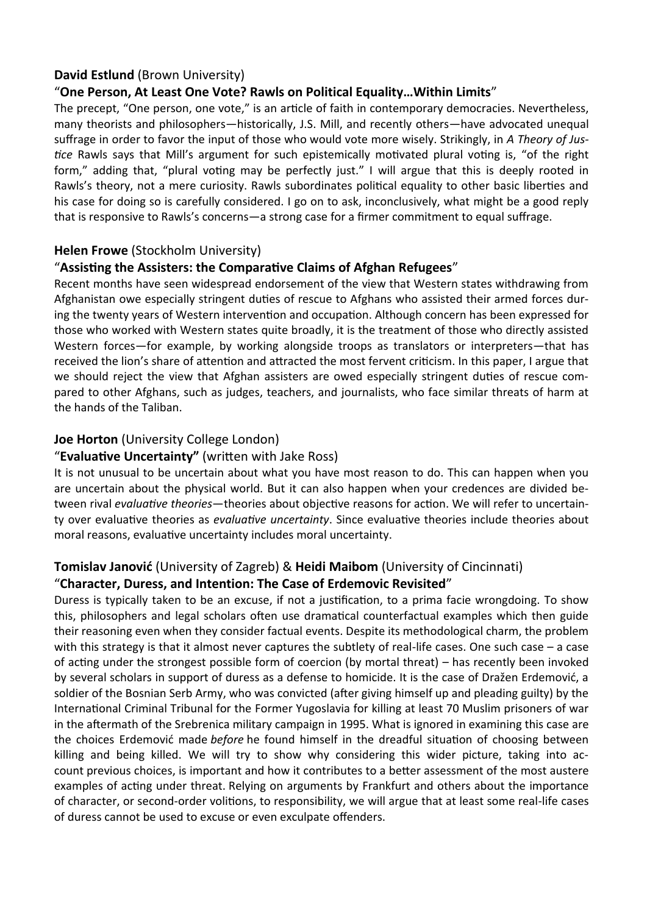**David Estlund** (Brown University)

"**One Person, At Least One Vote? Rawls on Political Equality…Within Limits**"

The precept, "One person, one vote," is an article of faith in contemporary democracies. Nevertheless, many theorists and philosophers—historically, J.S. Mill, and recently others—have advocated unequal suffrage in order to favor the input of those who would vote more wisely. Strikingly, in *A Theory of Justice* Rawls says that Mill's argument for such epistemically motivated plural voting is, "of the right form," adding that, "plural voting may be perfectly just." I will argue that this is deeply rooted in Rawls's theory, not a mere curiosity. Rawls subordinates political equality to other basic liberties and his case for doing so is carefully considered. I go on to ask, inconclusively, what might be a good reply that is responsive to Rawls's concerns—a strong case for a firmer commitment to equal suffrage.

**Helen Frowe** (Stockholm University)

"**Assisting the Assisters: the Comparative Claims of Afghan Refugees**"

Recent months have seen widespread endorsement of the view that Western states withdrawing from Afghanistan owe especially stringent duties of rescue to Afghans who assisted their armed forces during the twenty years of Western intervention and occupation. Although concern has been expressed for those who worked with Western states quite broadly, it is the treatment of those who directly assisted Western forces—for example, by working alongside troops as translators or interpreters—that has received the lion's share of attention and attracted the most fervent criticism. In this paper, I argue that we should reject the view that Afghan assisters are owed especially stringent duties of rescue compared to other Afghans, such as judges, teachers, and journalists, who face similar threats of harm at the hands of the Taliban.

**Joe Horton** (University College London)

"**Evaluative Uncertainty"** (written with Jake Ross)

It is not unusual to be uncertain about what you have most reason to do. This can happen when you are uncertain about the physical world. But it can also happen when your credences are divided between rival *evaluative theories*—theories about objective reasons for action. We will refer to uncertainty over evaluative theories as *evaluative uncertainty*. Since evaluative theories include theories about moral reasons, evaluative uncertainty includes moral uncertainty.

**Tomislav Janović** (University of Zagreb) & **Heidi Maibom** (University of Cincinnati)

"**Character, Duress, and Intention: The Case of Erdemovic Revisited**"

Duress is typically taken to be an excuse, if not a justification, to a prima facie wrongdoing. To show this, philosophers and legal scholars often use dramatical counterfactual examples which then guide their reasoning even when they consider factual events. Despite its methodological charm, the problem with this strategy is that it almost never captures the subtlety of real-life cases. One such case – a case of acting under the strongest possible form of coercion (by mortal threat) – has recently been invoked by several scholars in support of duress as a defense to homicide. It is the case of Dražen Erdemović, a soldier of the Bosnian Serb Army, who was convicted (after giving himself up and pleading guilty) by the International Criminal Tribunal for the Former Yugoslavia for killing at least 70 Muslim prisoners of war in the aftermath of the Srebrenica military campaign in 1995. What is ignored in examining this case are the choices Erdemović made *before* he found himself in the dreadful situation of choosing between killing and being killed. We will try to show why considering this wider picture, taking into account previous choices, is important and how it contributes to a better assessment of the most austere examples of acting under threat. Relying on arguments by Frankfurt and others about the importance of character, or second-order volitions, to responsibility, we will argue that at least some real-life cases of duress cannot be used to excuse or even exculpate offenders.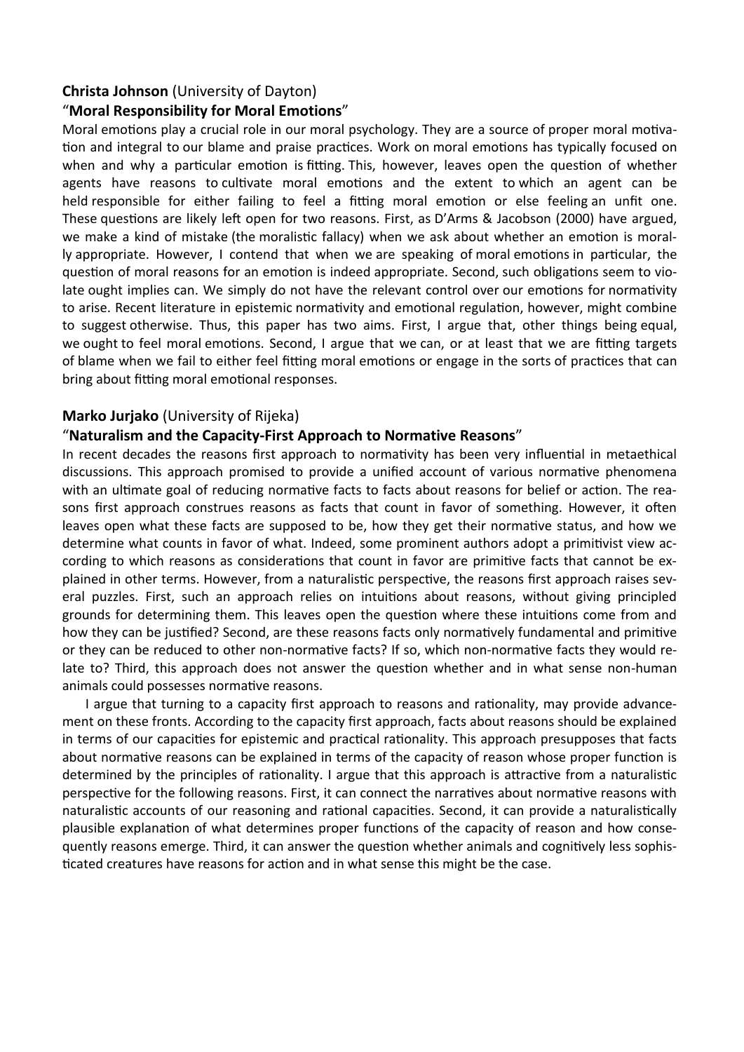**Christa Johnson** (University of Dayton)

"**Moral Responsibility for Moral Emotions**"

Moral emotions play a crucial role in our moral psychology. They are a source of proper moral motivation and integral to our blame and praise practices. Work on moral emotions has typically focused on when and why a particular emotion is fitting. This, however, leaves open the question of whether agents have reasons to cultivate moral emotions and the extent to which an agent can be held responsible for either failing to feel a fitting moral emotion or else feeling an unfit one. These questions are likely left open for two reasons. First, as D'Arms & Jacobson (2000) have argued, we make a kind of mistake (the moralistic fallacy) when we ask about whether an emotion is morally appropriate. However, I contend that when we are speaking of moral emotions in particular, the question of moral reasons for an emotion is indeed appropriate. Second, such obligations seem to violate ought implies can. We simply do not have the relevant control over our emotions for normativity to arise. Recent literature in epistemic normativity and emotional regulation, however, might combine to suggest otherwise. Thus, this paper has two aims. First, I argue that, other things being equal, we ought to feel moral emotions. Second, I argue that we can, or at least that we are fitting targets of blame when we fail to either feel fitting moral emotions or engage in the sorts of practices that can bring about fitting moral emotional responses.

**Marko Jurjako** (University of Rijeka)

"**Naturalism and the Capacity-First Approach to Normative Reasons**"

In recent decades the reasons first approach to normativity has been very influential in metaethical discussions. This approach promised to provide a unified account of various normative phenomena with an ultimate goal of reducing normative facts to facts about reasons for belief or action. The reasons first approach construes reasons as facts that count in favor of something. However, it often leaves open what these facts are supposed to be, how they get their normative status, and how we determine what counts in favor of what. Indeed, some prominent authors adopt a primitivist view according to which reasons as considerations that count in favor are primitive facts that cannot be explained in other terms. However, from a naturalistic perspective, the reasons first approach raises several puzzles. First, such an approach relies on intuitions about reasons, without giving principled grounds for determining them. This leaves open the question where these intuitions come from and how they can be justified? Second, are these reasons facts only normatively fundamental and primitive or they can be reduced to other non-normative facts? If so, which non-normative facts they would relate to? Third, this approach does not answer the question whether and in what sense non-human animals could possesses normative reasons.

I argue that turning to a capacity first approach to reasons and rationality, may provide advancement on these fronts. According to the capacity first approach, facts about reasons should be explained in terms of our capacities for epistemic and practical rationality. This approach presupposes that facts about normative reasons can be explained in terms of the capacity of reason whose proper function is determined by the principles of rationality. I argue that this approach is attractive from a naturalistic perspective for the following reasons. First, it can connect the narratives about normative reasons with naturalistic accounts of our reasoning and rational capacities. Second, it can provide a naturalistically plausible explanation of what determines proper functions of the capacity of reason and how consequently reasons emerge. Third, it can answer the question whether animals and cognitively less sophisticated creatures have reasons for action and in what sense this might be the case.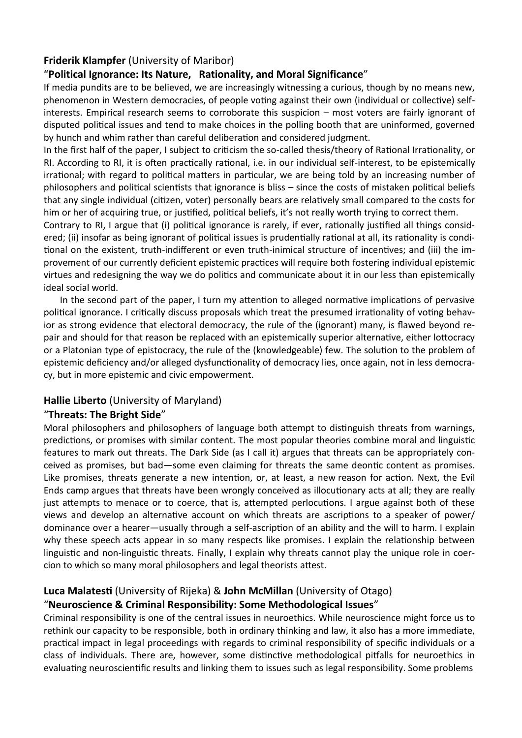**Friderik Klampfer** (University of Maribor)

"**Political Ignorance: Its Nature, Rationality, and Moral Significance**"

If media pundits are to be believed, we are increasingly witnessing a curious, though by no means new, phenomenon in Western democracies, of people voting against their own (individual or collective) self-interests. Empirical research seems to corroborate this suspicion – most voters are fairly ignorant of disputed political issues and tend to make choices in the polling booth that are uninformed, governed by hunch and whim rather than careful deliberation and considered judgment.

In the first half of the paper, I subject to criticism the so-called thesis/theory of Rational Irrationality, or RI. According to RI, it is often practically rational, i.e. in our individual self-interest, to be epistemically irrational; with regard to political matters in particular, we are being told by an increasing number of philosophers and political scientists that ignorance is bliss – since the costs of mistaken political beliefs that any single individual (citizen, voter) personally bears are relatively small compared to the costs for him or her of acquiring true, or justified, political beliefs, it's not really worth trying to correct them.

Contrary to RI, I argue that (i) political ignorance is rarely, if ever, rationally justified all things considered; (ii) insofar as being ignorant of political issues is prudentially rational at all, its rationality is conditional on the existent, truth-indifferent or even truth-inimical structure of incentives; and (iii) the improvement of our currently deficient epistemic practices will require both fostering individual epistemic virtues and redesigning the way we do politics and communicate about it in our less than epistemically ideal social world.

In the second part of the paper, I turn my attention to alleged normative implications of pervasive political ignorance. I critically discuss proposals which treat the presumed irrationality of voting behavior as strong evidence that electoral democracy, the rule of the (ignorant) many, is flawed beyond repair and should for that reason be replaced with an epistemically superior alternative, either lottocracy or a Platonian type of epistocracy, the rule of the (knowledgeable) few. The solution to the problem of epistemic deficiency and/or alleged dysfunctionality of democracy lies, once again, not in less democracy, but in more epistemic and civic empowerment.

**Hallie Liberto** (University of Maryland)

"**Threats: The Bright Side**"

Moral philosophers and philosophers of language both attempt to distinguish threats from warnings, predictions, or promises with similar content. The most popular theories combine moral and linguistic features to mark out threats. The Dark Side (as I call it) argues that threats can be appropriately conceived as promises, but bad—some even claiming for threats the same deontic content as promises. Like promises, threats generate a new intention, or, at least, a new reason for action. Next, the Evil Ends camp argues that threats have been wrongly conceived as illocutionary acts at all; they are really just attempts to menace or to coerce, that is, attempted perlocutions. I argue against both of these views and develop an alternative account on which threats are ascriptions to a speaker of power/dominance over a hearer—usually through a self-ascription of an ability and the will to harm. I explain why these speech acts appear in so many respects like promises. I explain the relationship between linguistic and non-linguistic threats. Finally, I explain why threats cannot play the unique role in coercion to which so many moral philosophers and legal theorists attest.

**Luca Malatesti** (University of Rijeka) & **John McMillan** (University of Otago)

"**Neuroscience & Criminal Responsibility: Some Methodological Issues**"

Criminal responsibility is one of the central issues in neuroethics. While neuroscience might force us to rethink our capacity to be responsible, both in ordinary thinking and law, it also has a more immediate, practical impact in legal proceedings with regards to criminal responsibility of specific individuals or a class of individuals. There are, however, some distinctive methodological pitfalls for neuroethics in evaluating neuroscientific results and linking them to issues such as legal responsibility. Some problems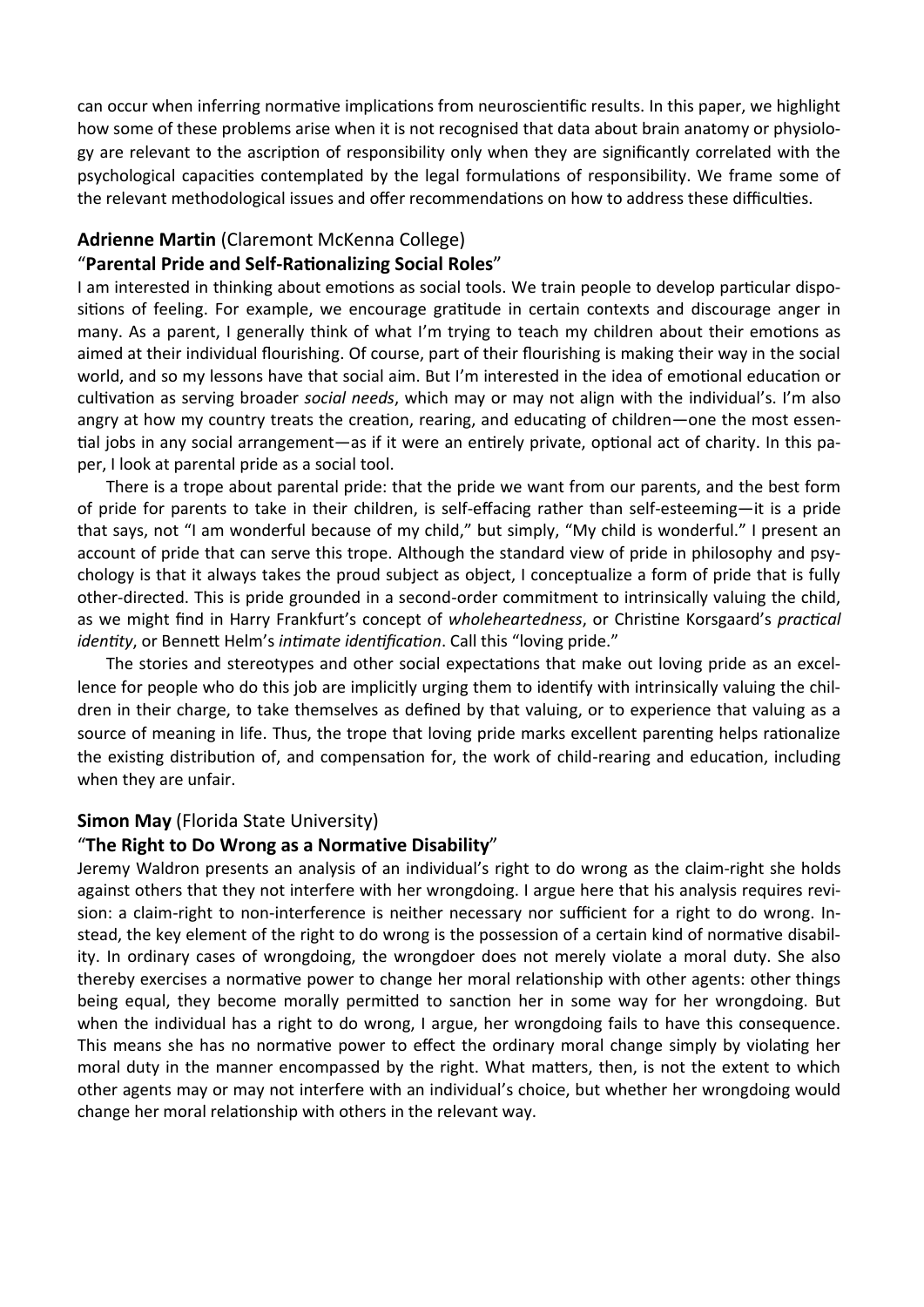can occur when inferring normative implications from neuroscientific results. In this paper, we highlight how some of these problems arise when it is not recognised that data about brain anatomy or physiology are relevant to the ascription of responsibility only when they are significantly correlated with the psychological capacities contemplated by the legal formulations of responsibility. We frame some of the relevant methodological issues and offer recommendations on how to address these difficulties.

**Adrienne Martin** (Claremont McKenna College)
"**Parental Pride and Self-Rationalizing Social Roles**"

I am interested in thinking about emotions as social tools. We train people to develop particular dispositions of feeling. For example, we encourage gratitude in certain contexts and discourage anger in many. As a parent, I generally think of what I'm trying to teach my children about their emotions as aimed at their individual flourishing. Of course, part of their flourishing is making their way in the social world, and so my lessons have that social aim. But I'm interested in the idea of emotional education or cultivation as serving broader *social needs*, which may or may not align with the individual's. I'm also angry at how my country treats the creation, rearing, and educating of children—one the most essential jobs in any social arrangement—as if it were an entirely private, optional act of charity. In this paper, I look at parental pride as a social tool.

There is a trope about parental pride: that the pride we want from our parents, and the best form of pride for parents to take in their children, is self-effacing rather than self-esteeming—it is a pride that says, not "I am wonderful because of my child," but simply, "My child is wonderful." I present an account of pride that can serve this trope. Although the standard view of pride in philosophy and psychology is that it always takes the proud subject as object, I conceptualize a form of pride that is fully other-directed. This is pride grounded in a second-order commitment to intrinsically valuing the child, as we might find in Harry Frankfurt's concept of *wholeheartedness*, or Christine Korsgaard's *practical identity*, or Bennett Helm's *intimate identification*. Call this "loving pride."

The stories and stereotypes and other social expectations that make out loving pride as an excellence for people who do this job are implicitly urging them to identify with intrinsically valuing the children in their charge, to take themselves as defined by that valuing, or to experience that valuing as a source of meaning in life. Thus, the trope that loving pride marks excellent parenting helps rationalize the existing distribution of, and compensation for, the work of child-rearing and education, including when they are unfair.

**Simon May** (Florida State University)
"**The Right to Do Wrong as a Normative Disability**"

Jeremy Waldron presents an analysis of an individual's right to do wrong as the claim-right she holds against others that they not interfere with her wrongdoing. I argue here that his analysis requires revision: a claim-right to non-interference is neither necessary nor sufficient for a right to do wrong. Instead, the key element of the right to do wrong is the possession of a certain kind of normative disability. In ordinary cases of wrongdoing, the wrongdoer does not merely violate a moral duty. She also thereby exercises a normative power to change her moral relationship with other agents: other things being equal, they become morally permitted to sanction her in some way for her wrongdoing. But when the individual has a right to do wrong, I argue, her wrongdoing fails to have this consequence. This means she has no normative power to effect the ordinary moral change simply by violating her moral duty in the manner encompassed by the right. What matters, then, is not the extent to which other agents may or may not interfere with an individual's choice, but whether her wrongdoing would change her moral relationship with others in the relevant way.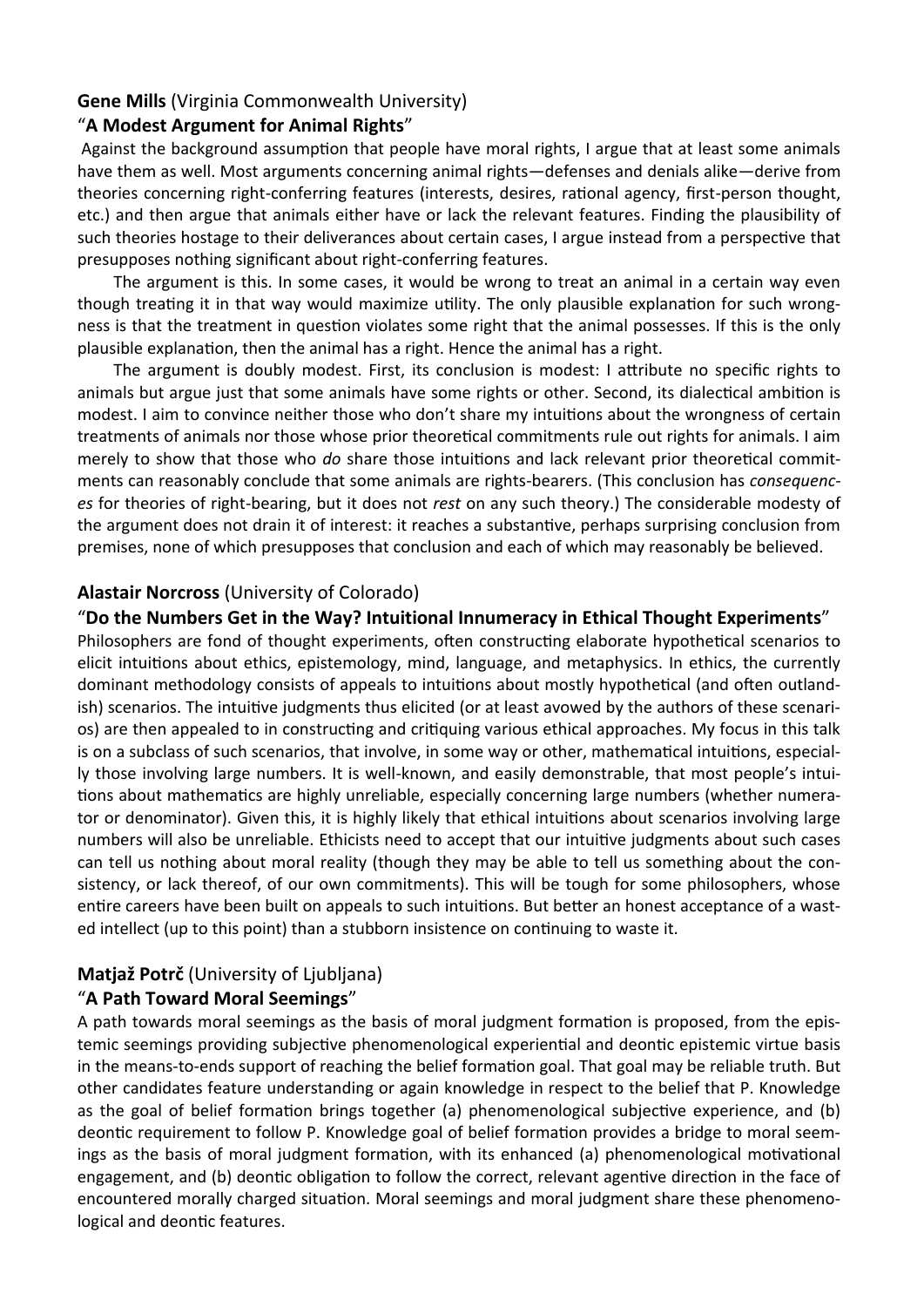**Gene Mills** (Virginia Commonwealth University)
"**A Modest Argument for Animal Rights**"

Against the background assumption that people have moral rights, I argue that at least some animals have them as well. Most arguments concerning animal rights—defenses and denials alike—derive from theories concerning right-conferring features (interests, desires, rational agency, first-person thought, etc.) and then argue that animals either have or lack the relevant features. Finding the plausibility of such theories hostage to their deliverances about certain cases, I argue instead from a perspective that presupposes nothing significant about right-conferring features.

The argument is this. In some cases, it would be wrong to treat an animal in a certain way even though treating it in that way would maximize utility. The only plausible explanation for such wrongness is that the treatment in question violates some right that the animal possesses. If this is the only plausible explanation, then the animal has a right. Hence the animal has a right.

The argument is doubly modest. First, its conclusion is modest: I attribute no specific rights to animals but argue just that some animals have some rights or other. Second, its dialectical ambition is modest. I aim to convince neither those who don't share my intuitions about the wrongness of certain treatments of animals nor those whose prior theoretical commitments rule out rights for animals. I aim merely to show that those who *do* share those intuitions and lack relevant prior theoretical commitments can reasonably conclude that some animals are rights-bearers. (This conclusion has *consequences* for theories of right-bearing, but it does not *rest* on any such theory.) The considerable modesty of the argument does not drain it of interest: it reaches a substantive, perhaps surprising conclusion from premises, none of which presupposes that conclusion and each of which may reasonably be believed.

**Alastair Norcross** (University of Colorado)
"**Do the Numbers Get in the Way? Intuitional Innumeracy in Ethical Thought Experiments**"

Philosophers are fond of thought experiments, often constructing elaborate hypothetical scenarios to elicit intuitions about ethics, epistemology, mind, language, and metaphysics. In ethics, the currently dominant methodology consists of appeals to intuitions about mostly hypothetical (and often outlandish) scenarios. The intuitive judgments thus elicited (or at least avowed by the authors of these scenarios) are then appealed to in constructing and critiquing various ethical approaches. My focus in this talk is on a subclass of such scenarios, that involve, in some way or other, mathematical intuitions, especially those involving large numbers. It is well-known, and easily demonstrable, that most people's intuitions about mathematics are highly unreliable, especially concerning large numbers (whether numerator or denominator). Given this, it is highly likely that ethical intuitions about scenarios involving large numbers will also be unreliable. Ethicists need to accept that our intuitive judgments about such cases can tell us nothing about moral reality (though they may be able to tell us something about the consistency, or lack thereof, of our own commitments). This will be tough for some philosophers, whose entire careers have been built on appeals to such intuitions. But better an honest acceptance of a wasted intellect (up to this point) than a stubborn insistence on continuing to waste it.

**Matjaž Potrč** (University of Ljubljana)
"**A Path Toward Moral Seemings**"

A path towards moral seemings as the basis of moral judgment formation is proposed, from the epistemic seemings providing subjective phenomenological experiential and deontic epistemic virtue basis in the means-to-ends support of reaching the belief formation goal. That goal may be reliable truth. But other candidates feature understanding or again knowledge in respect to the belief that P. Knowledge as the goal of belief formation brings together (a) phenomenological subjective experience, and (b) deontic requirement to follow P. Knowledge goal of belief formation provides a bridge to moral seemings as the basis of moral judgment formation, with its enhanced (a) phenomenological motivational engagement, and (b) deontic obligation to follow the correct, relevant agentive direction in the face of encountered morally charged situation. Moral seemings and moral judgment share these phenomenological and deontic features.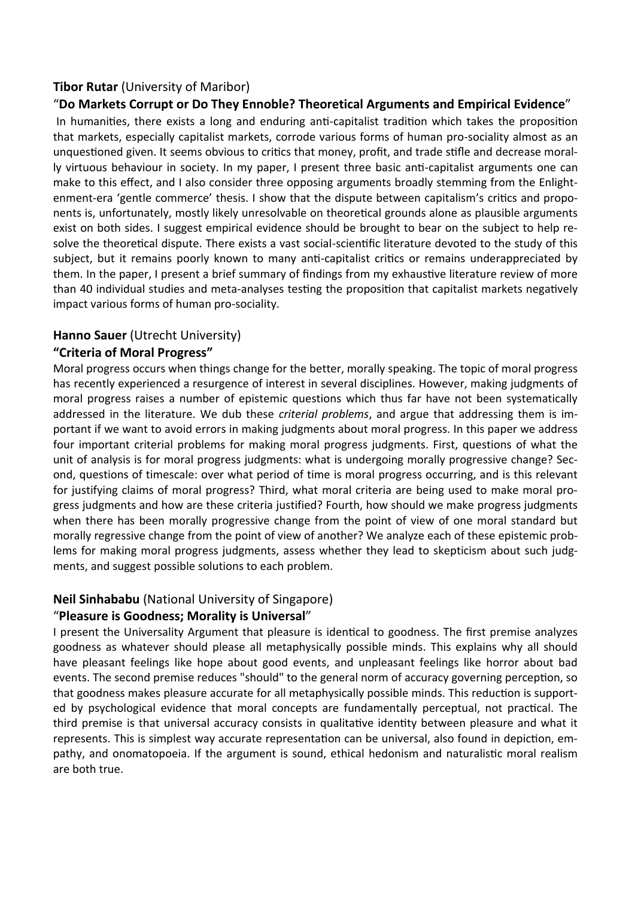**Tibor Rutar** (University of Maribor)

“**Do Markets Corrupt or Do They Ennoble? Theoretical Arguments and Empirical Evidence**”

In humanities, there exists a long and enduring anti-capitalist tradition which takes the proposition that markets, especially capitalist markets, corrode various forms of human pro-sociality almost as an unquestioned given. It seems obvious to critics that money, profit, and trade stifle and decrease morally virtuous behaviour in society. In my paper, I present three basic anti-capitalist arguments one can make to this effect, and I also consider three opposing arguments broadly stemming from the Enlightenment-era ‘gentle commerce’ thesis. I show that the dispute between capitalism’s critics and proponents is, unfortunately, mostly likely unresolvable on theoretical grounds alone as plausible arguments exist on both sides. I suggest empirical evidence should be brought to bear on the subject to help resolve the theoretical dispute. There exists a vast social-scientific literature devoted to the study of this subject, but it remains poorly known to many anti-capitalist critics or remains underappreciated by them. In the paper, I present a brief summary of findings from my exhaustive literature review of more than 40 individual studies and meta-analyses testing the proposition that capitalist markets negatively impact various forms of human pro-sociality.

**Hanno Sauer** (Utrecht University)

**“Criteria of Moral Progress”**

Moral progress occurs when things change for the better, morally speaking. The topic of moral progress has recently experienced a resurgence of interest in several disciplines. However, making judgments of moral progress raises a number of epistemic questions which thus far have not been systematically addressed in the literature. We dub these *criterial problems*, and argue that addressing them is important if we want to avoid errors in making judgments about moral progress. In this paper we address four important criterial problems for making moral progress judgments. First, questions of what the unit of analysis is for moral progress judgments: what is undergoing morally progressive change? Second, questions of timescale: over what period of time is moral progress occurring, and is this relevant for justifying claims of moral progress? Third, what moral criteria are being used to make moral progress judgments and how are these criteria justified? Fourth, how should we make progress judgments when there has been morally progressive change from the point of view of one moral standard but morally regressive change from the point of view of another? We analyze each of these epistemic problems for making moral progress judgments, assess whether they lead to skepticism about such judgments, and suggest possible solutions to each problem.

**Neil Sinhababu** (National University of Singapore)

“**Pleasure is Goodness; Morality is Universal**”

I present the Universality Argument that pleasure is identical to goodness. The first premise analyzes goodness as whatever should please all metaphysically possible minds. This explains why all should have pleasant feelings like hope about good events, and unpleasant feelings like horror about bad events. The second premise reduces "should" to the general norm of accuracy governing perception, so that goodness makes pleasure accurate for all metaphysically possible minds. This reduction is supported by psychological evidence that moral concepts are fundamentally perceptual, not practical. The third premise is that universal accuracy consists in qualitative identity between pleasure and what it represents. This is simplest way accurate representation can be universal, also found in depiction, empathy, and onomatopoeia. If the argument is sound, ethical hedonism and naturalistic moral realism are both true.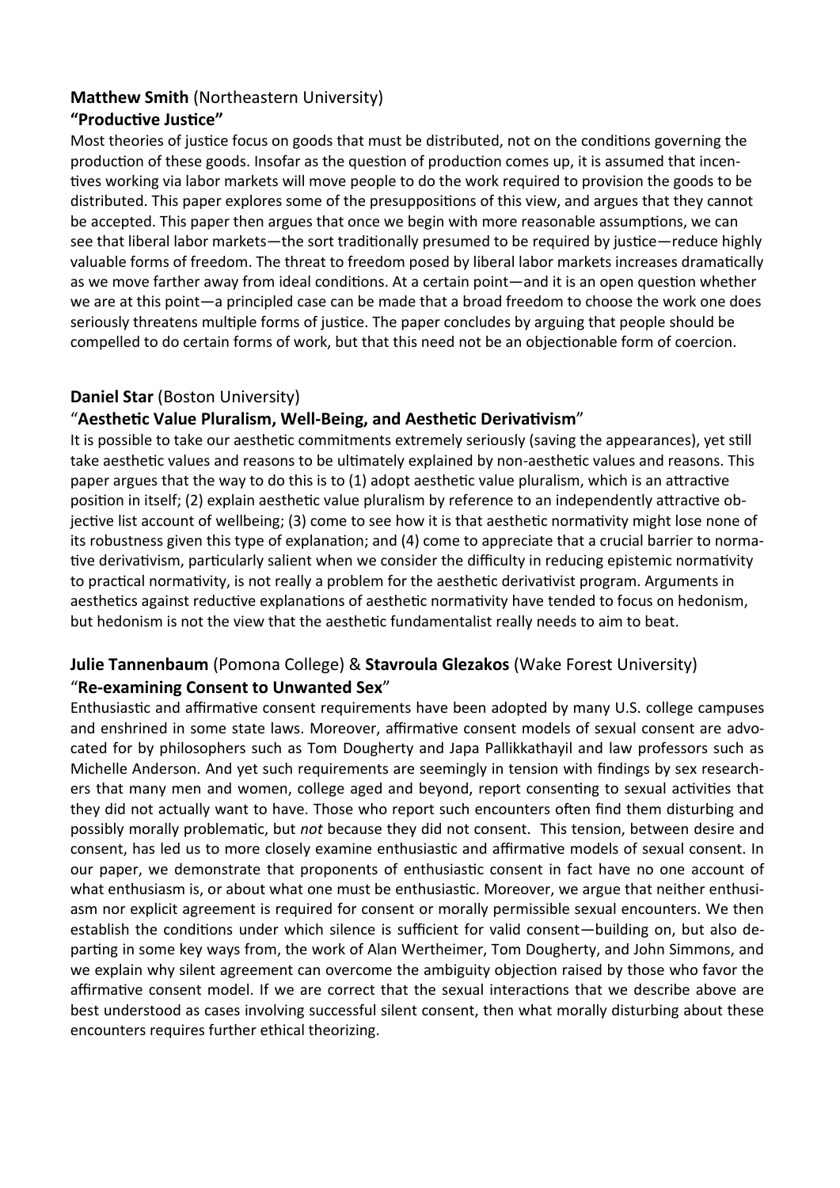**Matthew Smith** (Northeastern University)
**"Productive Justice"**

Most theories of justice focus on goods that must be distributed, not on the conditions governing the production of these goods. Insofar as the question of production comes up, it is assumed that incentives working via labor markets will move people to do the work required to provision the goods to be distributed. This paper explores some of the presuppositions of this view, and argues that they cannot be accepted. This paper then argues that once we begin with more reasonable assumptions, we can see that liberal labor markets—the sort traditionally presumed to be required by justice—reduce highly valuable forms of freedom. The threat to freedom posed by liberal labor markets increases dramatically as we move farther away from ideal conditions. At a certain point—and it is an open question whether we are at this point—a principled case can be made that a broad freedom to choose the work one does seriously threatens multiple forms of justice. The paper concludes by arguing that people should be compelled to do certain forms of work, but that this need not be an objectionable form of coercion.

**Daniel Star** (Boston University)
"**Aesthetic Value Pluralism, Well-Being, and Aesthetic Derivativism**"

It is possible to take our aesthetic commitments extremely seriously (saving the appearances), yet still take aesthetic values and reasons to be ultimately explained by non-aesthetic values and reasons. This paper argues that the way to do this is to (1) adopt aesthetic value pluralism, which is an attractive position in itself; (2) explain aesthetic value pluralism by reference to an independently attractive objective list account of wellbeing; (3) come to see how it is that aesthetic normativity might lose none of its robustness given this type of explanation; and (4) come to appreciate that a crucial barrier to normative derivativism, particularly salient when we consider the difficulty in reducing epistemic normativity to practical normativity, is not really a problem for the aesthetic derivativist program. Arguments in aesthetics against reductive explanations of aesthetic normativity have tended to focus on hedonism, but hedonism is not the view that the aesthetic fundamentalist really needs to aim to beat.

**Julie Tannenbaum** (Pomona College) & **Stavroula Glezakos** (Wake Forest University)
"**Re-examining Consent to Unwanted Sex**"

Enthusiastic and affirmative consent requirements have been adopted by many U.S. college campuses and enshrined in some state laws. Moreover, affirmative consent models of sexual consent are advocated for by philosophers such as Tom Dougherty and Japa Pallikkathayil and law professors such as Michelle Anderson. And yet such requirements are seemingly in tension with findings by sex researchers that many men and women, college aged and beyond, report consenting to sexual activities that they did not actually want to have. Those who report such encounters often find them disturbing and possibly morally problematic, but *not* because they did not consent. This tension, between desire and consent, has led us to more closely examine enthusiastic and affirmative models of sexual consent. In our paper, we demonstrate that proponents of enthusiastic consent in fact have no one account of what enthusiasm is, or about what one must be enthusiastic. Moreover, we argue that neither enthusiasm nor explicit agreement is required for consent or morally permissible sexual encounters. We then establish the conditions under which silence is sufficient for valid consent—building on, but also departing in some key ways from, the work of Alan Wertheimer, Tom Dougherty, and John Simmons, and we explain why silent agreement can overcome the ambiguity objection raised by those who favor the affirmative consent model. If we are correct that the sexual interactions that we describe above are best understood as cases involving successful silent consent, then what morally disturbing about these encounters requires further ethical theorizing.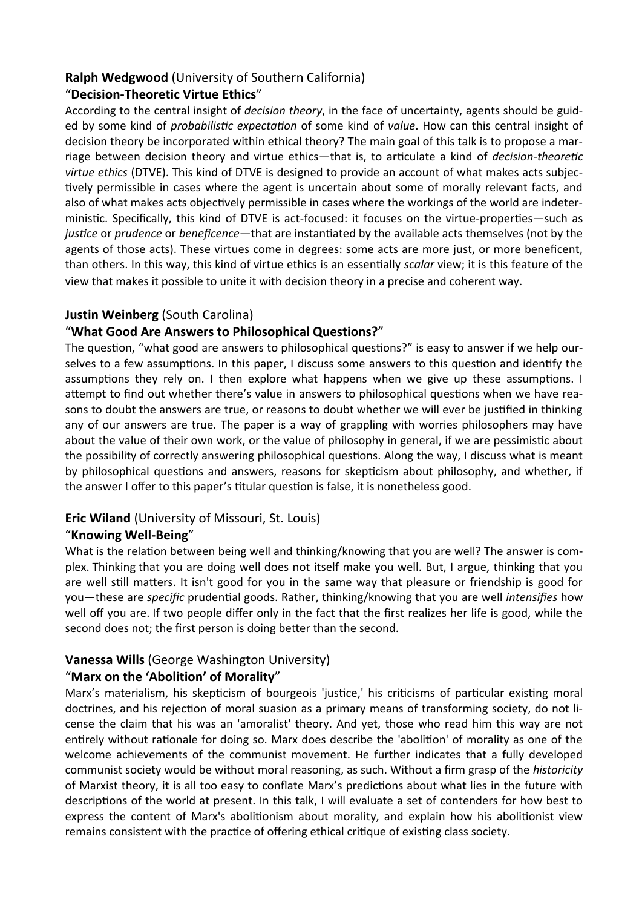**Ralph Wedgwood** (University of Southern California)
"**Decision-Theoretic Virtue Ethics**"

According to the central insight of *decision theory*, in the face of uncertainty, agents should be guided by some kind of *probabilistic expectation* of some kind of *value*. How can this central insight of decision theory be incorporated within ethical theory? The main goal of this talk is to propose a marriage between decision theory and virtue ethics—that is, to articulate a kind of *decision-theoretic virtue ethics* (DTVE). This kind of DTVE is designed to provide an account of what makes acts subjectively permissible in cases where the agent is uncertain about some of morally relevant facts, and also of what makes acts objectively permissible in cases where the workings of the world are indeterministic. Specifically, this kind of DTVE is act-focused: it focuses on the virtue-properties—such as *justice* or *prudence* or *beneficence*—that are instantiated by the available acts themselves (not by the agents of those acts). These virtues come in degrees: some acts are more just, or more beneficent, than others. In this way, this kind of virtue ethics is an essentially *scalar* view; it is this feature of the view that makes it possible to unite it with decision theory in a precise and coherent way.

**Justin Weinberg** (South Carolina)
"**What Good Are Answers to Philosophical Questions?**"

The question, "what good are answers to philosophical questions?" is easy to answer if we help ourselves to a few assumptions. In this paper, I discuss some answers to this question and identify the assumptions they rely on. I then explore what happens when we give up these assumptions. I attempt to find out whether there's value in answers to philosophical questions when we have reasons to doubt the answers are true, or reasons to doubt whether we will ever be justified in thinking any of our answers are true. The paper is a way of grappling with worries philosophers may have about the value of their own work, or the value of philosophy in general, if we are pessimistic about the possibility of correctly answering philosophical questions. Along the way, I discuss what is meant by philosophical questions and answers, reasons for skepticism about philosophy, and whether, if the answer I offer to this paper's titular question is false, it is nonetheless good.

**Eric Wiland** (University of Missouri, St. Louis)
"**Knowing Well-Being**"

What is the relation between being well and thinking/knowing that you are well? The answer is complex. Thinking that you are doing well does not itself make you well. But, I argue, thinking that you are well still matters. It isn't good for you in the same way that pleasure or friendship is good for you—these are *specific* prudential goods. Rather, thinking/knowing that you are well *intensifies* how well off you are. If two people differ only in the fact that the first realizes her life is good, while the second does not; the first person is doing better than the second.

**Vanessa Wills** (George Washington University)
"**Marx on the 'Abolition' of Morality**"

Marx's materialism, his skepticism of bourgeois 'justice,' his criticisms of particular existing moral doctrines, and his rejection of moral suasion as a primary means of transforming society, do not license the claim that his was an 'amoralist' theory. And yet, those who read him this way are not entirely without rationale for doing so. Marx does describe the 'abolition' of morality as one of the welcome achievements of the communist movement. He further indicates that a fully developed communist society would be without moral reasoning, as such. Without a firm grasp of the *historicity* of Marxist theory, it is all too easy to conflate Marx's predictions about what lies in the future with descriptions of the world at present. In this talk, I will evaluate a set of contenders for how best to express the content of Marx's abolitionism about morality, and explain how his abolitionist view remains consistent with the practice of offering ethical critique of existing class society.